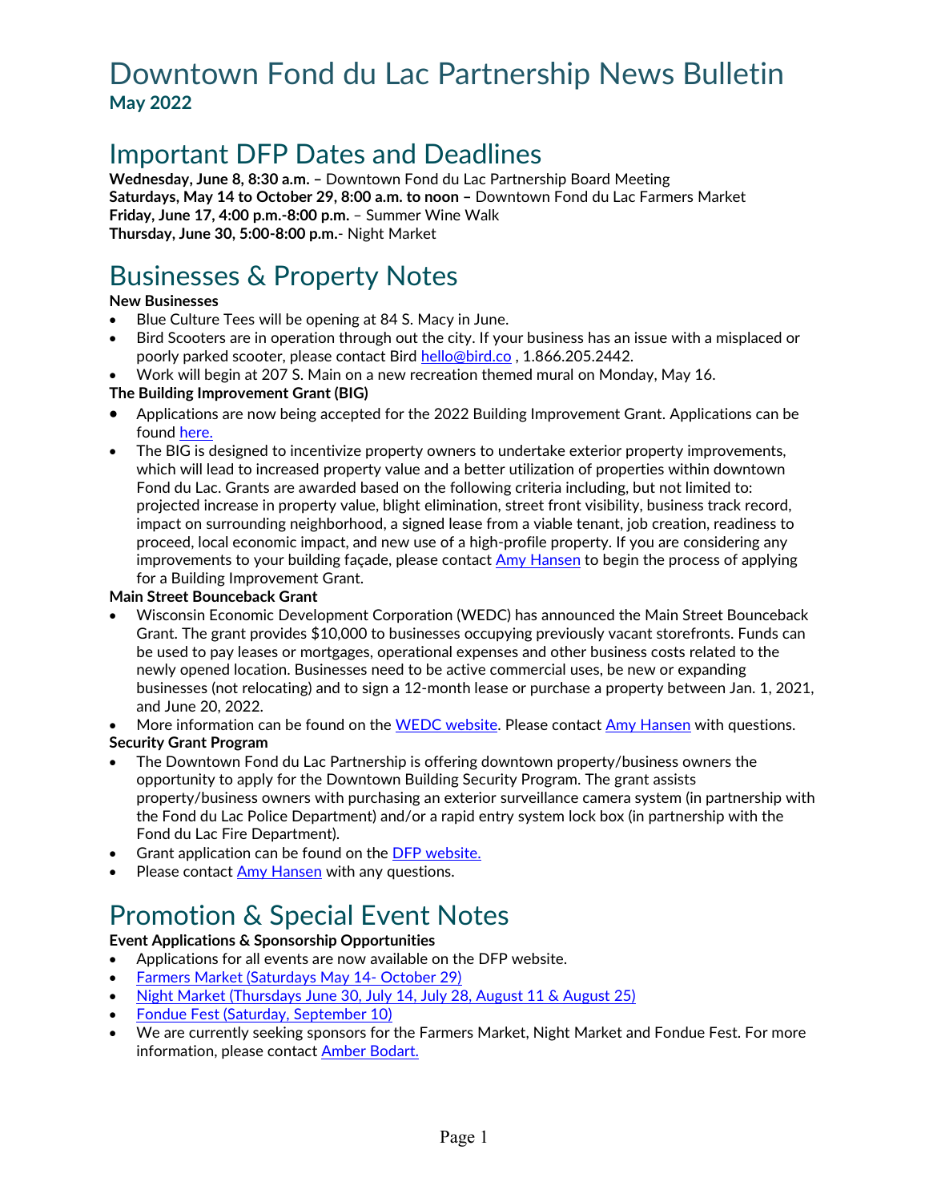# Downtown Fond du Lac Partnership News Bulletin

**May 2022**

## Important DFP Dates and Deadlines

**Wednesday, June 8, 8:30 a.m. –** Downtown Fond du Lac Partnership Board Meeting
**Saturdays, May 14 to October 29, 8:00 a.m. to noon –** Downtown Fond du Lac Farmers Market
**Friday, June 17, 4:00 p.m.-8:00 p.m.** – Summer Wine Walk
**Thursday, June 30, 5:00-8:00 p.m.**- Night Market

## Businesses & Property Notes

**New Businesses**

- Blue Culture Tees will be opening at 84 S. Macy in June.
- Bird Scooters are in operation through out the city. If your business has an issue with a misplaced or poorly parked scooter, please contact Bird [hello@bird.co](mailto:hello@bird.co) , 1.866.205.2442.
- Work will begin at 207 S. Main on a new recreation themed mural on Monday, May 16.

**The Building Improvement Grant (BIG)**

- Applications are now being accepted for the 2022 Building Improvement Grant. Applications can be found here.
- The BIG is designed to incentivize property owners to undertake exterior property improvements, which will lead to increased property value and a better utilization of properties within downtown Fond du Lac. Grants are awarded based on the following criteria including, but not limited to: projected increase in property value, blight elimination, street front visibility, business track record, impact on surrounding neighborhood, a signed lease from a viable tenant, job creation, readiness to proceed, local economic impact, and new use of a high-profile property. If you are considering any improvements to your building façade, please contact Amy Hansen to begin the process of applying for a Building Improvement Grant.

**Main Street Bounceback Grant**

- Wisconsin Economic Development Corporation (WEDC) has announced the Main Street Bounceback Grant. The grant provides $10,000 to businesses occupying previously vacant storefronts. Funds can be used to pay leases or mortgages, operational expenses and other business costs related to the newly opened location. Businesses need to be active commercial uses, be new or expanding businesses (not relocating) and to sign a 12-month lease or purchase a property between Jan. 1, 2021, and June 20, 2022.
- More information can be found on the WEDC website. Please contact Amy Hansen with questions.

**Security Grant Program**

- The Downtown Fond du Lac Partnership is offering downtown property/business owners the opportunity to apply for the Downtown Building Security Program. The grant assists property/business owners with purchasing an exterior surveillance camera system (in partnership with the Fond du Lac Police Department) and/or a rapid entry system lock box (in partnership with the Fond du Lac Fire Department).
- Grant application can be found on the DFP website.
- Please contact Amy Hansen with any questions.

## Promotion & Special Event Notes

**Event Applications & Sponsorship Opportunities**

- Applications for all events are now available on the DFP website.
- Farmers Market (Saturdays May 14- October 29)
- Night Market (Thursdays June 30, July 14, July 28, August 11 & August 25)
- Fondue Fest (Saturday, September 10)
- We are currently seeking sponsors for the Farmers Market, Night Market and Fondue Fest. For more information, please contact Amber Bodart.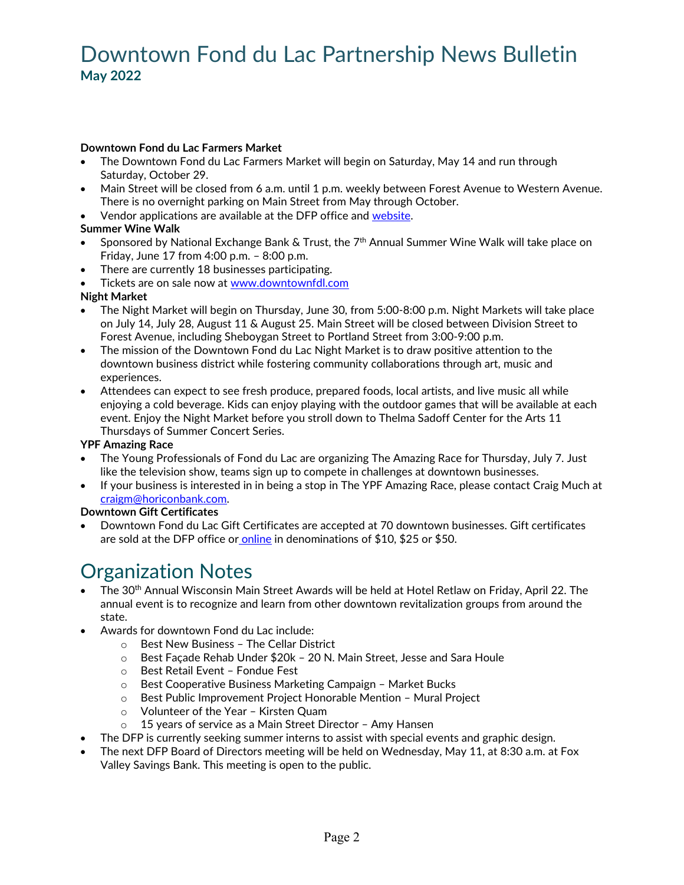# Downtown Fond du Lac Partnership News Bulletin

**May 2022**

**Downtown Fond du Lac Farmers Market**

- The Downtown Fond du Lac Farmers Market will begin on Saturday, May 14 and run through Saturday, October 29.
- Main Street will be closed from 6 a.m. until 1 p.m. weekly between Forest Avenue to Western Avenue. There is no overnight parking on Main Street from May through October.
- Vendor applications are available at the DFP office and [website](website).

**Summer Wine Walk**

- Sponsored by National Exchange Bank & Trust, the 7th Annual Summer Wine Walk will take place on Friday, June 17 from 4:00 p.m. – 8:00 p.m.
- There are currently 18 businesses participating.
- Tickets are on sale now at [www.downtownfdl.com](www.downtownfdl.com)

**Night Market**

- The Night Market will begin on Thursday, June 30, from 5:00-8:00 p.m. Night Markets will take place on July 14, July 28, August 11 & August 25. Main Street will be closed between Division Street to Forest Avenue, including Sheboygan Street to Portland Street from 3:00-9:00 p.m.
- The mission of the Downtown Fond du Lac Night Market is to draw positive attention to the downtown business district while fostering community collaborations through art, music and experiences.
- Attendees can expect to see fresh produce, prepared foods, local artists, and live music all while enjoying a cold beverage. Kids can enjoy playing with the outdoor games that will be available at each event. Enjoy the Night Market before you stroll down to Thelma Sadoff Center for the Arts 11 Thursdays of Summer Concert Series.

**YPF Amazing Race**

- The Young Professionals of Fond du Lac are organizing The Amazing Race for Thursday, July 7. Just like the television show, teams sign up to compete in challenges at downtown businesses.
- If your business is interested in in being a stop in The YPF Amazing Race, please contact Craig Much at [craigm@horiconbank.com](mailto:craigm@horiconbank.com).

**Downtown Gift Certificates**

- Downtown Fond du Lac Gift Certificates are accepted at 70 downtown businesses. Gift certificates are sold at the DFP office or [online](online) in denominations of $10, $25 or $50.

# Organization Notes

- The 30th Annual Wisconsin Main Street Awards will be held at Hotel Retlaw on Friday, April 22. The annual event is to recognize and learn from other downtown revitalization groups from around the state.
- Awards for downtown Fond du Lac include:
  - Best New Business – The Cellar District
  - Best Façade Rehab Under $20k – 20 N. Main Street, Jesse and Sara Houle
  - Best Retail Event – Fondue Fest
  - Best Cooperative Business Marketing Campaign – Market Bucks
  - Best Public Improvement Project Honorable Mention – Mural Project
  - Volunteer of the Year – Kirsten Quam
  - 15 years of service as a Main Street Director – Amy Hansen
- The DFP is currently seeking summer interns to assist with special events and graphic design.
- The next DFP Board of Directors meeting will be held on Wednesday, May 11, at 8:30 a.m. at Fox Valley Savings Bank. This meeting is open to the public.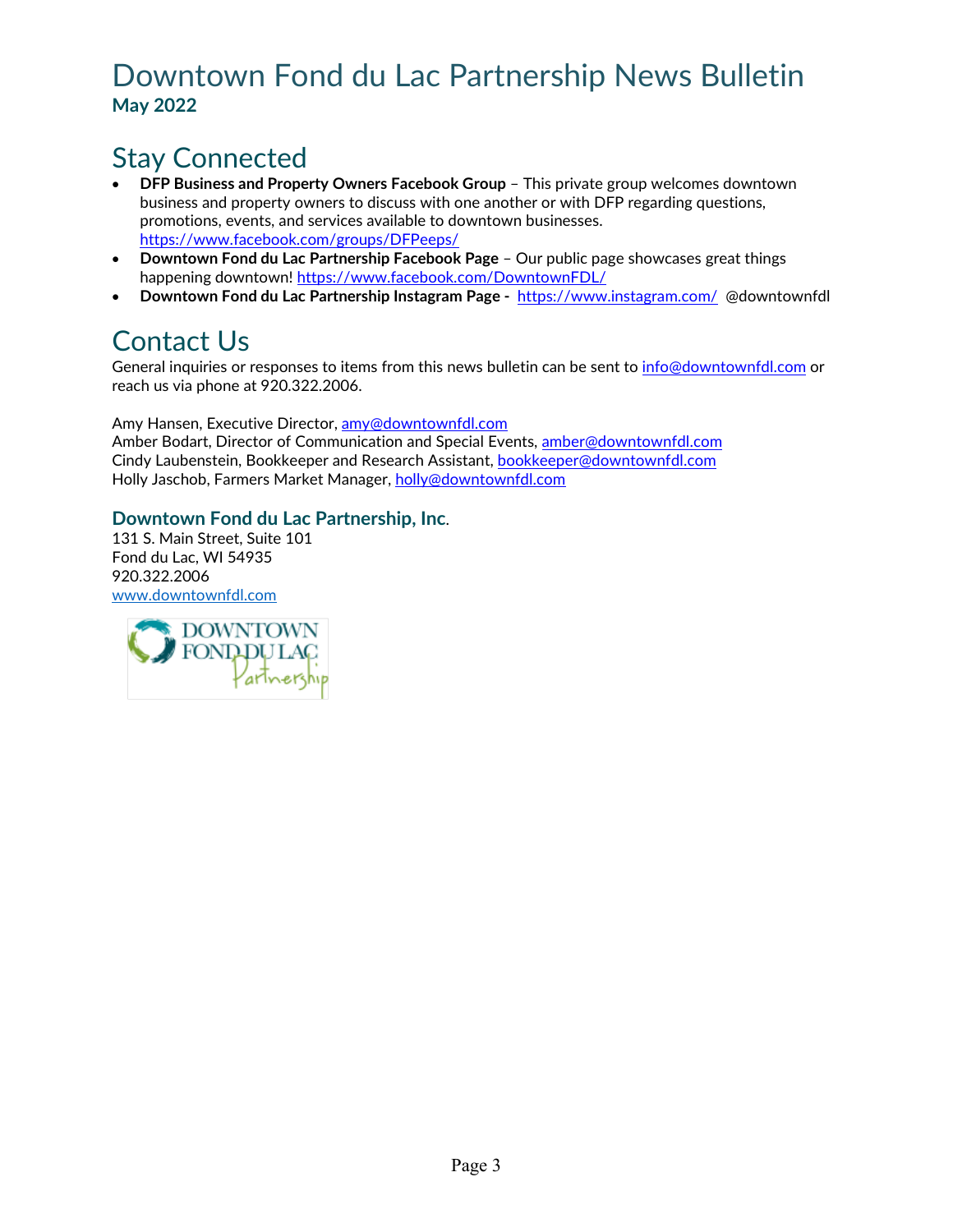# Downtown Fond du Lac Partnership News Bulletin

**May 2022**

## Stay Connected

- **DFP Business and Property Owners Facebook Group** – This private group welcomes downtown business and property owners to discuss with one another or with DFP regarding questions, promotions, events, and services available to downtown businesses. https://www.facebook.com/groups/DFPeeps/
- **Downtown Fond du Lac Partnership Facebook Page** – Our public page showcases great things happening downtown! https://www.facebook.com/DowntownFDL/
- **Downtown Fond du Lac Partnership Instagram Page -** https://www.instagram.com/ @downtownfdl

## Contact Us

General inquiries or responses to items from this news bulletin can be sent to info@downtownfdl.com or reach us via phone at 920.322.2006.

Amy Hansen, Executive Director, amy@downtownfdl.com
Amber Bodart, Director of Communication and Special Events, amber@downtownfdl.com
Cindy Laubenstein, Bookkeeper and Research Assistant, bookkeeper@downtownfdl.com
Holly Jaschob, Farmers Market Manager, holly@downtownfdl.com

### Downtown Fond du Lac Partnership, Inc.

131 S. Main Street, Suite 101
Fond du Lac, WI 54935
920.322.2006
www.downtownfdl.com